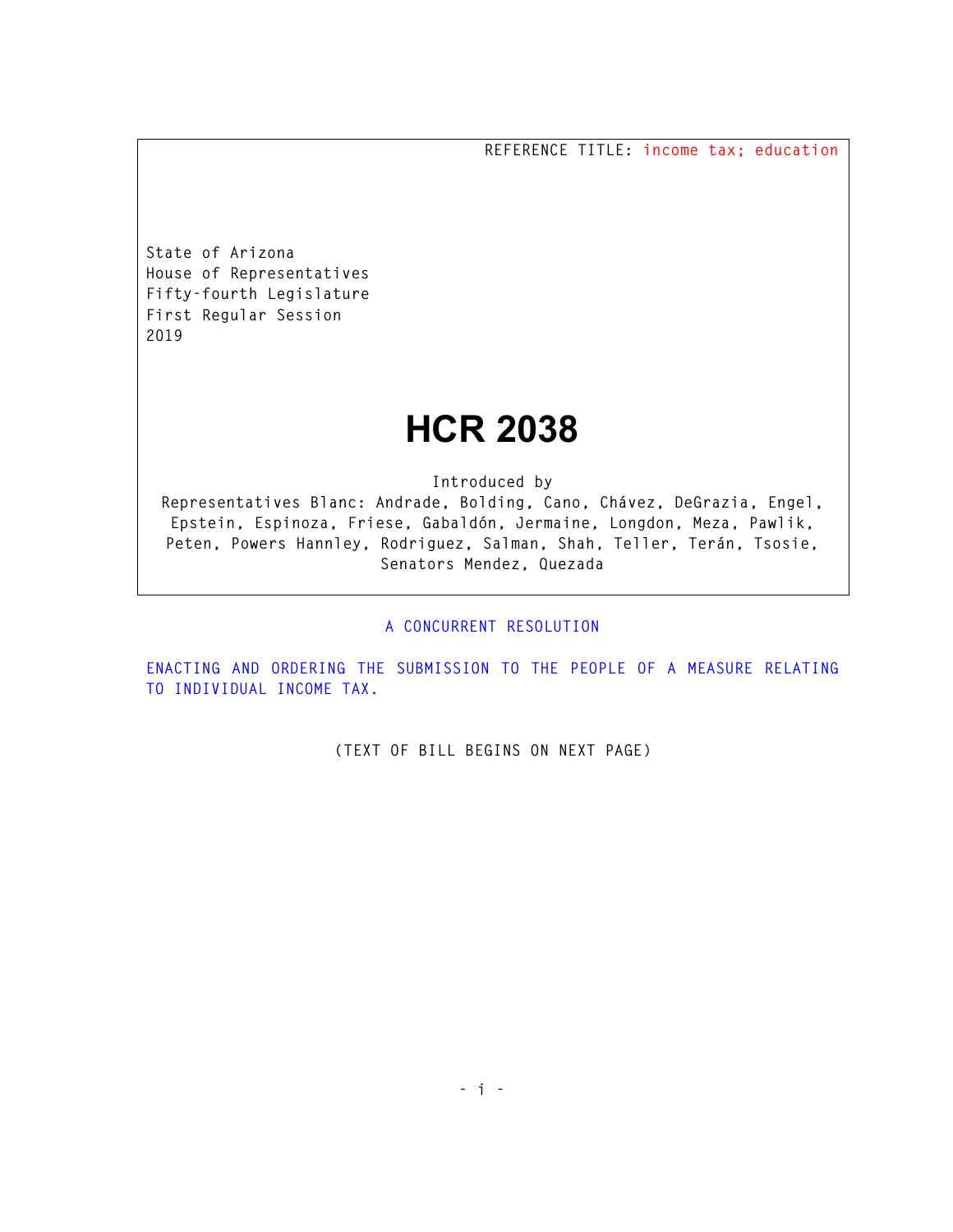REFERENCE TITLE: income tax; education

State of Arizona
House of Representatives
Fifty-fourth Legislature
First Regular Session
2019

# HCR 2038

Introduced by
Representatives Blanc: Andrade, Bolding, Cano, Chávez, DeGrazia, Engel, Epstein, Espinoza, Friese, Gabaldón, Jermaine, Longdon, Meza, Pawlik, Peten, Powers Hannley, Rodriguez, Salman, Shah, Teller, Terán, Tsosie, Senators Mendez, Quezada

A CONCURRENT RESOLUTION

ENACTING AND ORDERING THE SUBMISSION TO THE PEOPLE OF A MEASURE RELATING TO INDIVIDUAL INCOME TAX.

(TEXT OF BILL BEGINS ON NEXT PAGE)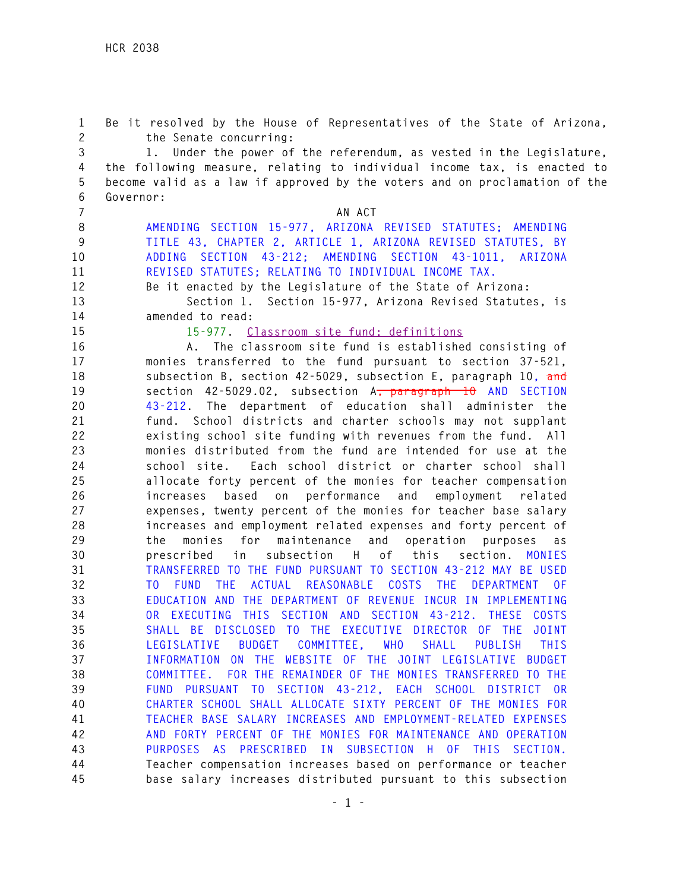Be it resolved by the House of Representatives of the State of Arizona, the Senate concurring:

1. Under the power of the referendum, as vested in the Legislature, the following measure, relating to individual income tax, is enacted to become valid as a law if approved by the voters and on proclamation of the Governor:

AN ACT

AMENDING SECTION 15-977, ARIZONA REVISED STATUTES; AMENDING TITLE 43, CHAPTER 2, ARTICLE 1, ARIZONA REVISED STATUTES, BY ADDING SECTION 43-212; AMENDING SECTION 43-1011, ARIZONA REVISED STATUTES; RELATING TO INDIVIDUAL INCOME TAX.

Be it enacted by the Legislature of the State of Arizona:

Section 1. Section 15-977, Arizona Revised Statutes, is amended to read:

15-977. Classroom site fund; definitions

A. The classroom site fund is established consisting of monies transferred to the fund pursuant to section 37-521, subsection B, section 42-5029, subsection E, paragraph 10, ~~and~~ section 42-5029.02, subsection A~~, paragraph 10~~ AND SECTION 43-212. The department of education shall administer the fund. School districts and charter schools may not supplant existing school site funding with revenues from the fund. All monies distributed from the fund are intended for use at the school site. Each school district or charter school shall allocate forty percent of the monies for teacher compensation increases based on performance and employment related expenses, twenty percent of the monies for teacher base salary increases and employment related expenses and forty percent of the monies for maintenance and operation purposes as prescribed in subsection H of this section. MONIES TRANSFERRED TO THE FUND PURSUANT TO SECTION 43-212 MAY BE USED TO FUND THE ACTUAL REASONABLE COSTS THE DEPARTMENT OF EDUCATION AND THE DEPARTMENT OF REVENUE INCUR IN IMPLEMENTING OR EXECUTING THIS SECTION AND SECTION 43-212. THESE COSTS SHALL BE DISCLOSED TO THE EXECUTIVE DIRECTOR OF THE JOINT LEGISLATIVE BUDGET COMMITTEE, WHO SHALL PUBLISH THIS INFORMATION ON THE WEBSITE OF THE JOINT LEGISLATIVE BUDGET COMMITTEE. FOR THE REMAINDER OF THE MONIES TRANSFERRED TO THE FUND PURSUANT TO SECTION 43-212, EACH SCHOOL DISTRICT OR CHARTER SCHOOL SHALL ALLOCATE SIXTY PERCENT OF THE MONIES FOR TEACHER BASE SALARY INCREASES AND EMPLOYMENT-RELATED EXPENSES AND FORTY PERCENT OF THE MONIES FOR MAINTENANCE AND OPERATION PURPOSES AS PRESCRIBED IN SUBSECTION H OF THIS SECTION. Teacher compensation increases based on performance or teacher base salary increases distributed pursuant to this subsection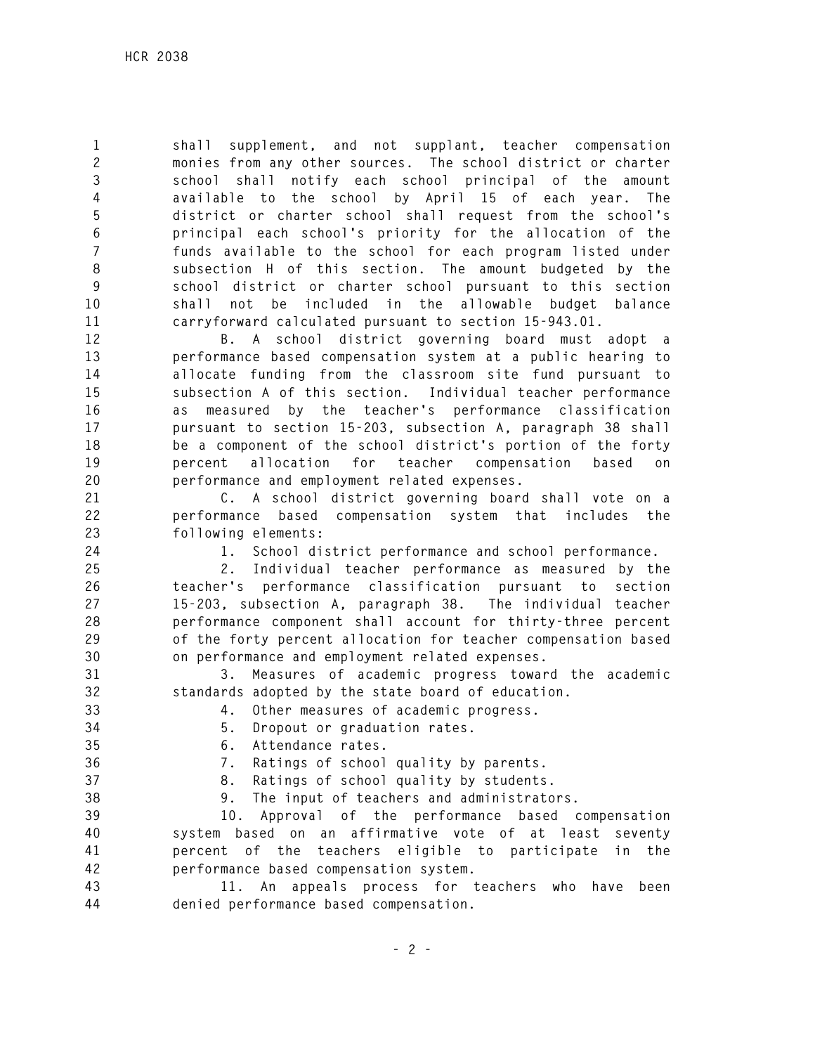shall supplement, and not supplant, teacher compensation monies from any other sources. The school district or charter school shall notify each school principal of the amount available to the school by April 15 of each year. The district or charter school shall request from the school's principal each school's priority for the allocation of the funds available to the school for each program listed under subsection H of this section. The amount budgeted by the school district or charter school pursuant to this section shall not be included in the allowable budget balance carryforward calculated pursuant to section 15-943.01.

B. A school district governing board must adopt a performance based compensation system at a public hearing to allocate funding from the classroom site fund pursuant to subsection A of this section. Individual teacher performance as measured by the teacher's performance classification pursuant to section 15-203, subsection A, paragraph 38 shall be a component of the school district's portion of the forty percent allocation for teacher compensation based on performance and employment related expenses.

C. A school district governing board shall vote on a performance based compensation system that includes the following elements:

1. School district performance and school performance.

2. Individual teacher performance as measured by the teacher's performance classification pursuant to section 15-203, subsection A, paragraph 38. The individual teacher performance component shall account for thirty-three percent of the forty percent allocation for teacher compensation based on performance and employment related expenses.

3. Measures of academic progress toward the academic standards adopted by the state board of education.

4. Other measures of academic progress.

5. Dropout or graduation rates.

6. Attendance rates.

7. Ratings of school quality by parents.

8. Ratings of school quality by students.

9. The input of teachers and administrators.

10. Approval of the performance based compensation system based on an affirmative vote of at least seventy percent of the teachers eligible to participate in the performance based compensation system.

11. An appeals process for teachers who have been denied performance based compensation.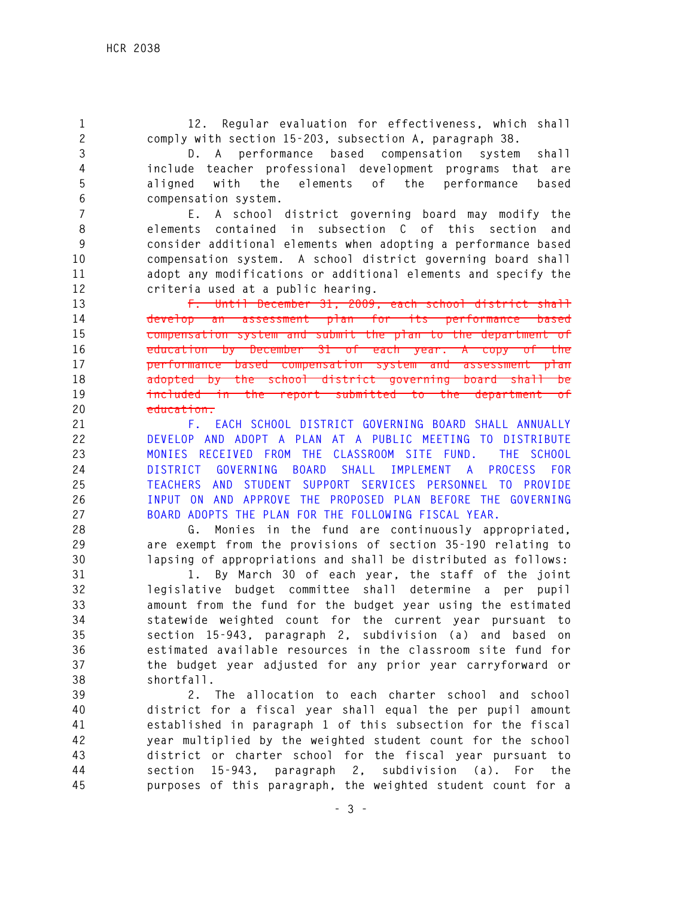12. Regular evaluation for effectiveness, which shall comply with section 15-203, subsection A, paragraph 38.

D. A performance based compensation system shall include teacher professional development programs that are aligned with the elements of the performance based compensation system.

E. A school district governing board may modify the elements contained in subsection C of this section and consider additional elements when adopting a performance based compensation system. A school district governing board shall adopt any modifications or additional elements and specify the criteria used at a public hearing.

~~F. Until December 31, 2009, each school district shall develop an assessment plan for its performance based compensation system and submit the plan to the department of education by December 31 of each year. A copy of the performance based compensation system and assessment plan adopted by the school district governing board shall be included in the report submitted to the department of education.~~

F. EACH SCHOOL DISTRICT GOVERNING BOARD SHALL ANNUALLY DEVELOP AND ADOPT A PLAN AT A PUBLIC MEETING TO DISTRIBUTE MONIES RECEIVED FROM THE CLASSROOM SITE FUND. THE SCHOOL DISTRICT GOVERNING BOARD SHALL IMPLEMENT A PROCESS FOR TEACHERS AND STUDENT SUPPORT SERVICES PERSONNEL TO PROVIDE INPUT ON AND APPROVE THE PROPOSED PLAN BEFORE THE GOVERNING BOARD ADOPTS THE PLAN FOR THE FOLLOWING FISCAL YEAR.

G. Monies in the fund are continuously appropriated, are exempt from the provisions of section 35-190 relating to lapsing of appropriations and shall be distributed as follows:

1. By March 30 of each year, the staff of the joint legislative budget committee shall determine a per pupil amount from the fund for the budget year using the estimated statewide weighted count for the current year pursuant to section 15-943, paragraph 2, subdivision (a) and based on estimated available resources in the classroom site fund for the budget year adjusted for any prior year carryforward or shortfall.

2. The allocation to each charter school and school district for a fiscal year shall equal the per pupil amount established in paragraph 1 of this subsection for the fiscal year multiplied by the weighted student count for the school district or charter school for the fiscal year pursuant to section 15-943, paragraph 2, subdivision (a). For the purposes of this paragraph, the weighted student count for a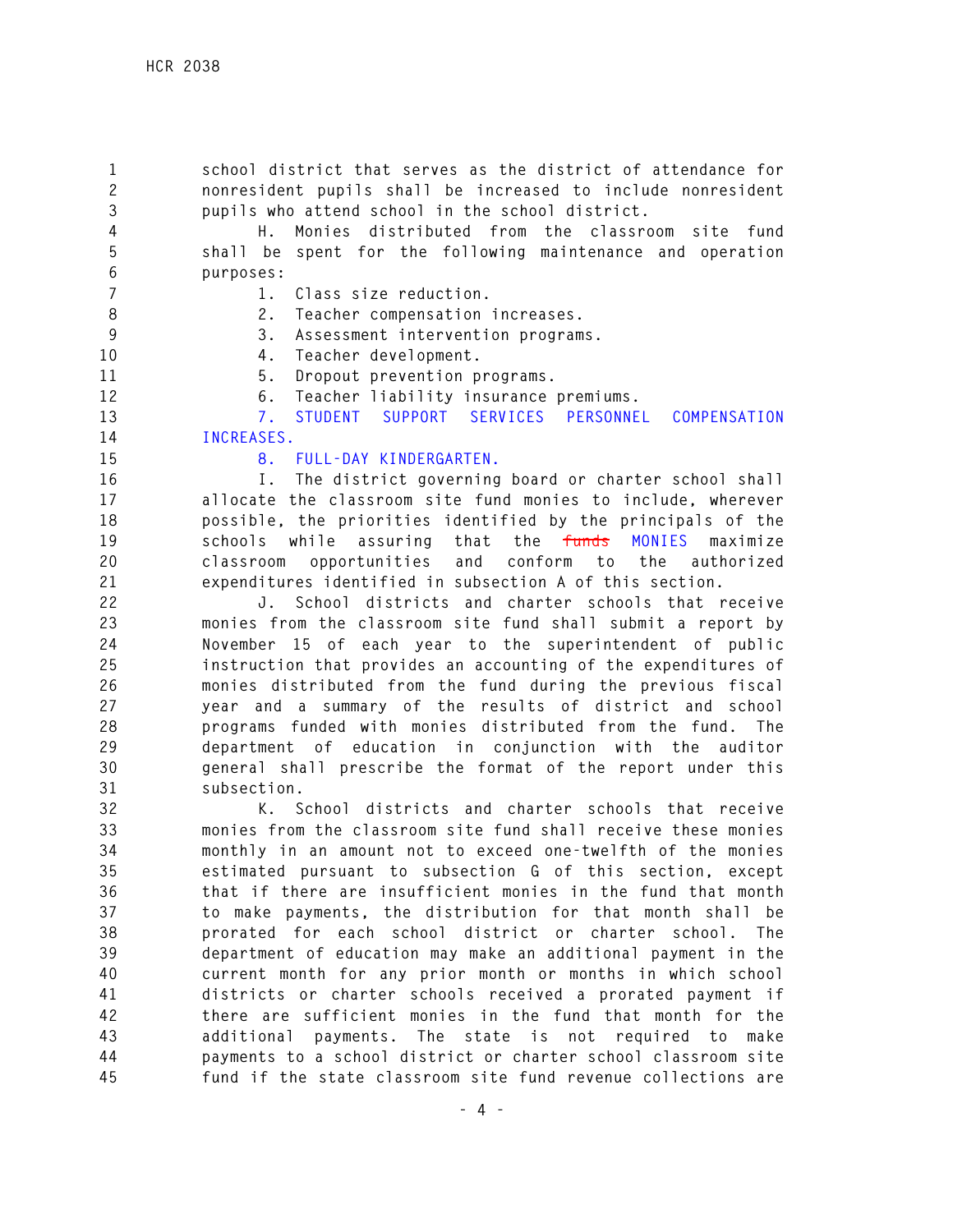school district that serves as the district of attendance for nonresident pupils shall be increased to include nonresident pupils who attend school in the school district.

H. Monies distributed from the classroom site fund shall be spent for the following maintenance and operation purposes:

1. Class size reduction.
2. Teacher compensation increases.
3. Assessment intervention programs.
4. Teacher development.
5. Dropout prevention programs.
6. Teacher liability insurance premiums.
7. STUDENT SUPPORT SERVICES PERSONNEL COMPENSATION INCREASES.
8. FULL-DAY KINDERGARTEN.

I. The district governing board or charter school shall allocate the classroom site fund monies to include, wherever possible, the priorities identified by the principals of the schools while assuring that the ~~funds~~ MONIES maximize classroom opportunities and conform to the authorized expenditures identified in subsection A of this section.

J. School districts and charter schools that receive monies from the classroom site fund shall submit a report by November 15 of each year to the superintendent of public instruction that provides an accounting of the expenditures of monies distributed from the fund during the previous fiscal year and a summary of the results of district and school programs funded with monies distributed from the fund. The department of education in conjunction with the auditor general shall prescribe the format of the report under this subsection.

K. School districts and charter schools that receive monies from the classroom site fund shall receive these monies monthly in an amount not to exceed one-twelfth of the monies estimated pursuant to subsection G of this section, except that if there are insufficient monies in the fund that month to make payments, the distribution for that month shall be prorated for each school district or charter school. The department of education may make an additional payment in the current month for any prior month or months in which school districts or charter schools received a prorated payment if there are sufficient monies in the fund that month for the additional payments. The state is not required to make payments to a school district or charter school classroom site fund if the state classroom site fund revenue collections are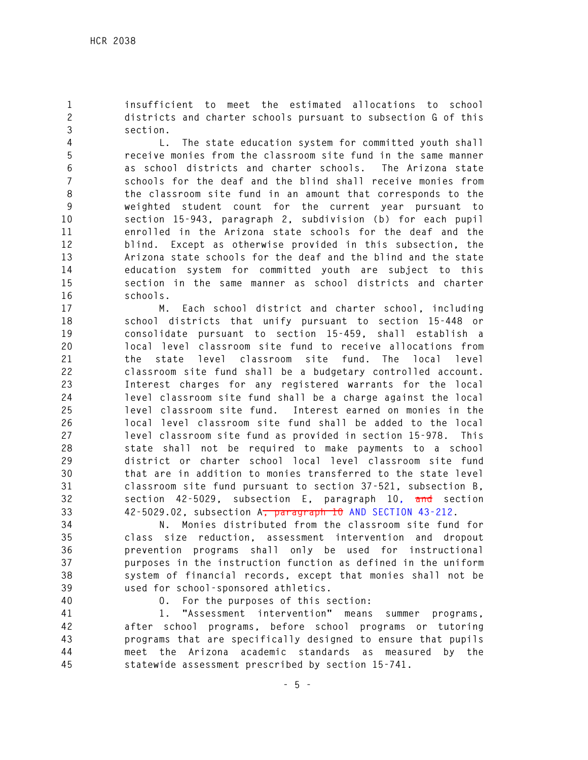insufficient to meet the estimated allocations to school districts and charter schools pursuant to subsection G of this section.

L. The state education system for committed youth shall receive monies from the classroom site fund in the same manner as school districts and charter schools. The Arizona state schools for the deaf and the blind shall receive monies from the classroom site fund in an amount that corresponds to the weighted student count for the current year pursuant to section 15-943, paragraph 2, subdivision (b) for each pupil enrolled in the Arizona state schools for the deaf and the blind. Except as otherwise provided in this subsection, the Arizona state schools for the deaf and the blind and the state education system for committed youth are subject to this section in the same manner as school districts and charter schools.

M. Each school district and charter school, including school districts that unify pursuant to section 15-448 or consolidate pursuant to section 15-459, shall establish a local level classroom site fund to receive allocations from the state level classroom site fund. The local level classroom site fund shall be a budgetary controlled account. Interest charges for any registered warrants for the local level classroom site fund shall be a charge against the local level classroom site fund. Interest earned on monies in the local level classroom site fund shall be added to the local level classroom site fund as provided in section 15-978. This state shall not be required to make payments to a school district or charter school local level classroom site fund that are in addition to monies transferred to the state level classroom site fund pursuant to section 37-521, subsection B, section 42-5029, subsection E, paragraph 10, ~~and~~ section 42-5029.02, subsection A~~, paragraph 10~~ AND SECTION 43-212.

N. Monies distributed from the classroom site fund for class size reduction, assessment intervention and dropout prevention programs shall only be used for instructional purposes in the instruction function as defined in the uniform system of financial records, except that monies shall not be used for school-sponsored athletics.

O. For the purposes of this section:

1. "Assessment intervention" means summer programs, after school programs, before school programs or tutoring programs that are specifically designed to ensure that pupils meet the Arizona academic standards as measured by the statewide assessment prescribed by section 15-741.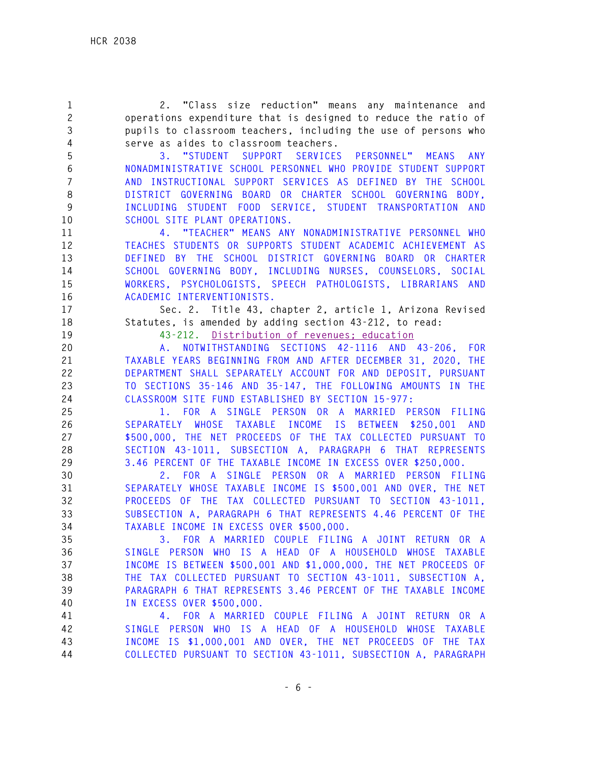2. "Class size reduction" means any maintenance and operations expenditure that is designed to reduce the ratio of pupils to classroom teachers, including the use of persons who serve as aides to classroom teachers.

3. "STUDENT SUPPORT SERVICES PERSONNEL" MEANS ANY NONADMINISTRATIVE SCHOOL PERSONNEL WHO PROVIDE STUDENT SUPPORT AND INSTRUCTIONAL SUPPORT SERVICES AS DEFINED BY THE SCHOOL DISTRICT GOVERNING BOARD OR CHARTER SCHOOL GOVERNING BODY, INCLUDING STUDENT FOOD SERVICE, STUDENT TRANSPORTATION AND SCHOOL SITE PLANT OPERATIONS.

4. "TEACHER" MEANS ANY NONADMINISTRATIVE PERSONNEL WHO TEACHES STUDENTS OR SUPPORTS STUDENT ACADEMIC ACHIEVEMENT AS DEFINED BY THE SCHOOL DISTRICT GOVERNING BOARD OR CHARTER SCHOOL GOVERNING BODY, INCLUDING NURSES, COUNSELORS, SOCIAL WORKERS, PSYCHOLOGISTS, SPEECH PATHOLOGISTS, LIBRARIANS AND ACADEMIC INTERVENTIONISTS.

Sec. 2. Title 43, chapter 2, article 1, Arizona Revised Statutes, is amended by adding section 43-212, to read:

43-212. Distribution of revenues; education

A. NOTWITHSTANDING SECTIONS 42-1116 AND 43-206, FOR TAXABLE YEARS BEGINNING FROM AND AFTER DECEMBER 31, 2020, THE DEPARTMENT SHALL SEPARATELY ACCOUNT FOR AND DEPOSIT, PURSUANT TO SECTIONS 35-146 AND 35-147, THE FOLLOWING AMOUNTS IN THE CLASSROOM SITE FUND ESTABLISHED BY SECTION 15-977:

1. FOR A SINGLE PERSON OR A MARRIED PERSON FILING SEPARATELY WHOSE TAXABLE INCOME IS BETWEEN $250,001 AND $500,000, THE NET PROCEEDS OF THE TAX COLLECTED PURSUANT TO SECTION 43-1011, SUBSECTION A, PARAGRAPH 6 THAT REPRESENTS 3.46 PERCENT OF THE TAXABLE INCOME IN EXCESS OVER $250,000.

2. FOR A SINGLE PERSON OR A MARRIED PERSON FILING SEPARATELY WHOSE TAXABLE INCOME IS $500,001 AND OVER, THE NET PROCEEDS OF THE TAX COLLECTED PURSUANT TO SECTION 43-1011, SUBSECTION A, PARAGRAPH 6 THAT REPRESENTS 4.46 PERCENT OF THE TAXABLE INCOME IN EXCESS OVER $500,000.

3. FOR A MARRIED COUPLE FILING A JOINT RETURN OR A SINGLE PERSON WHO IS A HEAD OF A HOUSEHOLD WHOSE TAXABLE INCOME IS BETWEEN $500,001 AND $1,000,000, THE NET PROCEEDS OF THE TAX COLLECTED PURSUANT TO SECTION 43-1011, SUBSECTION A, PARAGRAPH 6 THAT REPRESENTS 3.46 PERCENT OF THE TAXABLE INCOME IN EXCESS OVER $500,000.

4. FOR A MARRIED COUPLE FILING A JOINT RETURN OR A SINGLE PERSON WHO IS A HEAD OF A HOUSEHOLD WHOSE TAXABLE INCOME IS $1,000,001 AND OVER, THE NET PROCEEDS OF THE TAX COLLECTED PURSUANT TO SECTION 43-1011, SUBSECTION A, PARAGRAPH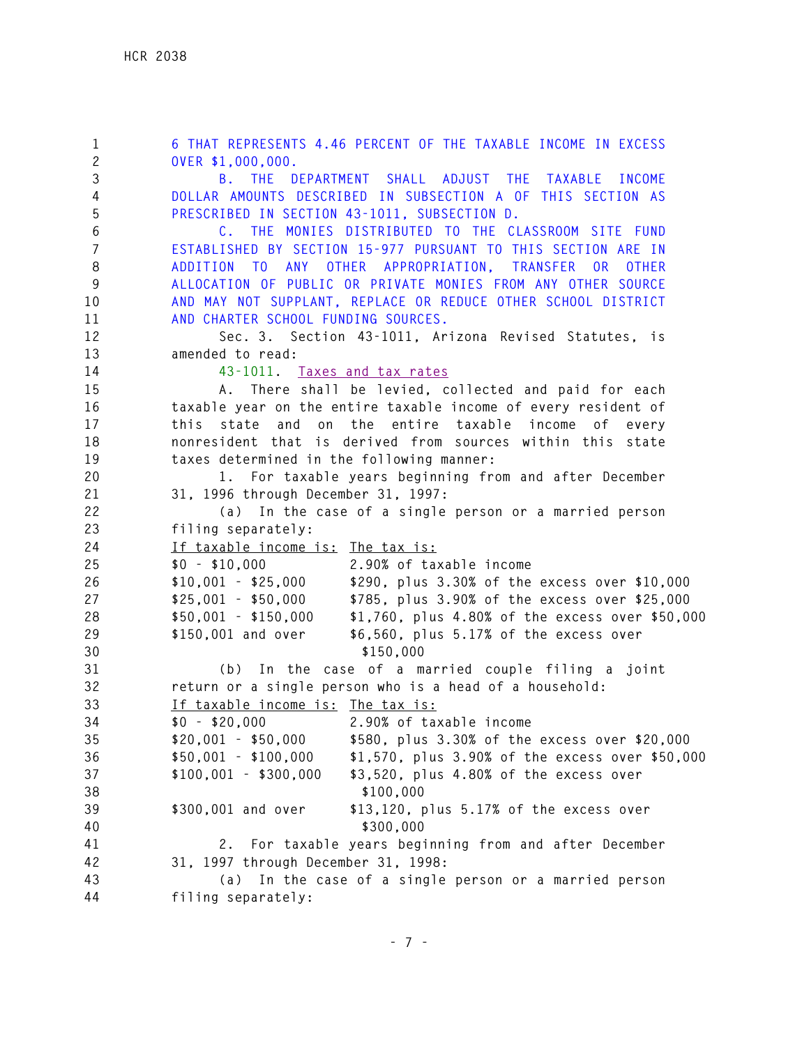6 THAT REPRESENTS 4.46 PERCENT OF THE TAXABLE INCOME IN EXCESS OVER $1,000,000.

B. THE DEPARTMENT SHALL ADJUST THE TAXABLE INCOME DOLLAR AMOUNTS DESCRIBED IN SUBSECTION A OF THIS SECTION AS PRESCRIBED IN SECTION 43-1011, SUBSECTION D.

C. THE MONIES DISTRIBUTED TO THE CLASSROOM SITE FUND ESTABLISHED BY SECTION 15-977 PURSUANT TO THIS SECTION ARE IN ADDITION TO ANY OTHER APPROPRIATION, TRANSFER OR OTHER ALLOCATION OF PUBLIC OR PRIVATE MONIES FROM ANY OTHER SOURCE AND MAY NOT SUPPLANT, REPLACE OR REDUCE OTHER SCHOOL DISTRICT AND CHARTER SCHOOL FUNDING SOURCES.

Sec. 3. Section 43-1011, Arizona Revised Statutes, is amended to read:

43-1011. Taxes and tax rates

A. There shall be levied, collected and paid for each taxable year on the entire taxable income of every resident of this state and on the entire taxable income of every nonresident that is derived from sources within this state taxes determined in the following manner:

1. For taxable years beginning from and after December 31, 1996 through December 31, 1997:

(a) In the case of a single person or a married person filing separately:

| If taxable income is: | The tax is: |
|---|---|
| $0 - $10,000 | 2.90% of taxable income |
| $10,001 - $25,000 | $290, plus 3.30% of the excess over $10,000 |
| $25,001 - $50,000 | $785, plus 3.90% of the excess over $25,000 |
| $50,001 - $150,000 | $1,760, plus 4.80% of the excess over $50,000 |
| $150,001 and over | $6,560, plus 5.17% of the excess over $150,000 |

(b) In the case of a married couple filing a joint return or a single person who is a head of a household:

| If taxable income is: | The tax is: |
|---|---|
| $0 - $20,000 | 2.90% of taxable income |
| $20,001 - $50,000 | $580, plus 3.30% of the excess over $20,000 |
| $50,001 - $100,000 | $1,570, plus 3.90% of the excess over $50,000 |
| $100,001 - $300,000 | $3,520, plus 4.80% of the excess over $100,000 |
| $300,001 and over | $13,120, plus 5.17% of the excess over $300,000 |

2. For taxable years beginning from and after December 31, 1997 through December 31, 1998:

(a) In the case of a single person or a married person filing separately: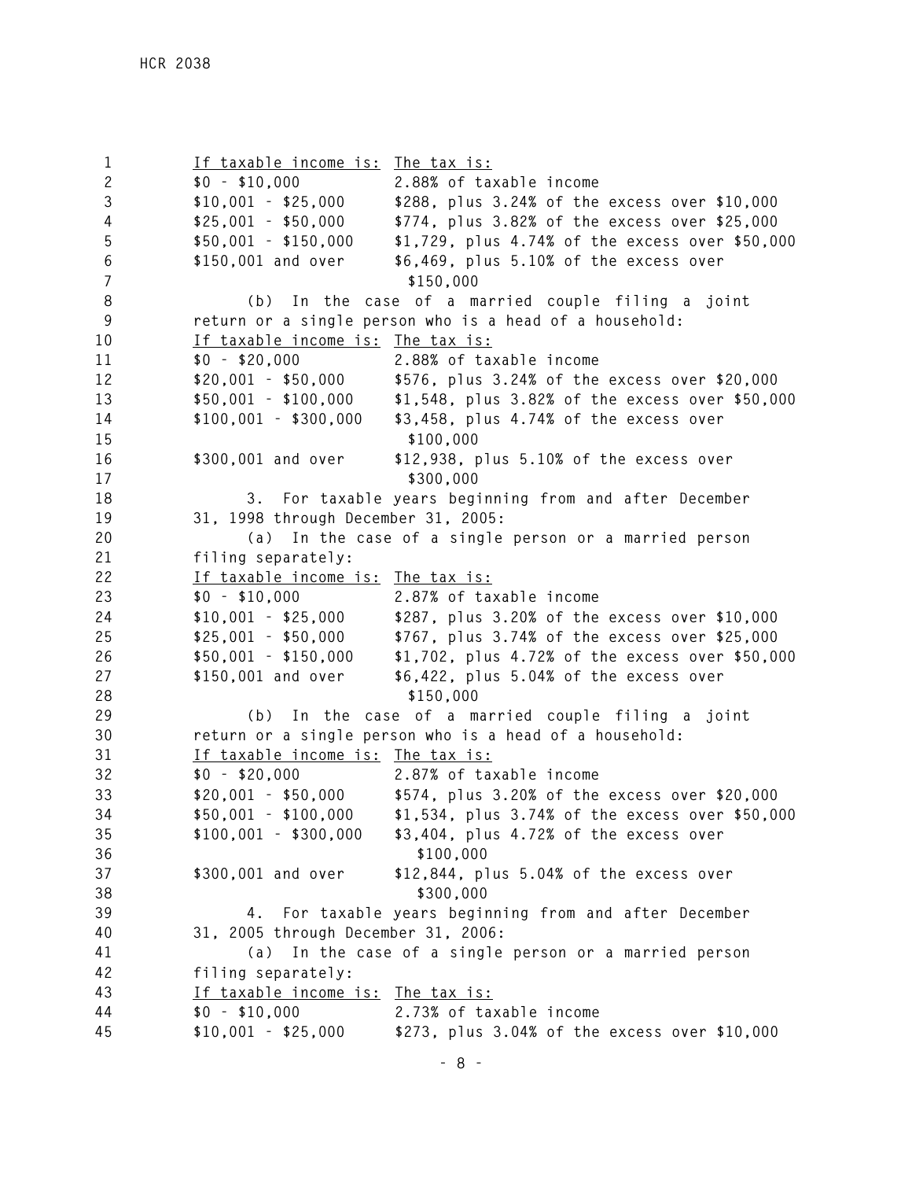| If taxable income is: | The tax is: |
|---|---|
| $0 - $10,000 | 2.88% of taxable income |
| $10,001 - $25,000 | $288, plus 3.24% of the excess over $10,000 |
| $25,001 - $50,000 | $774, plus 3.82% of the excess over $25,000 |
| $50,001 - $150,000 | $1,729, plus 4.74% of the excess over $50,000 |
| $150,001 and over | $6,469, plus 5.10% of the excess over $150,000 |

(b) In the case of a married couple filing a joint return or a single person who is a head of a household:

| If taxable income is: | The tax is: |
|---|---|
| $0 - $20,000 | 2.88% of taxable income |
| $20,001 - $50,000 | $576, plus 3.24% of the excess over $20,000 |
| $50,001 - $100,000 | $1,548, plus 3.82% of the excess over $50,000 |
| $100,001 - $300,000 | $3,458, plus 4.74% of the excess over $100,000 |
| $300,001 and over | $12,938, plus 5.10% of the excess over $300,000 |

3. For taxable years beginning from and after December 31, 1998 through December 31, 2005:

(a) In the case of a single person or a married person filing separately:

| If taxable income is: | The tax is: |
|---|---|
| $0 - $10,000 | 2.87% of taxable income |
| $10,001 - $25,000 | $287, plus 3.20% of the excess over $10,000 |
| $25,001 - $50,000 | $767, plus 3.74% of the excess over $25,000 |
| $50,001 - $150,000 | $1,702, plus 4.72% of the excess over $50,000 |
| $150,001 and over | $6,422, plus 5.04% of the excess over $150,000 |

(b) In the case of a married couple filing a joint return or a single person who is a head of a household:

| If taxable income is: | The tax is: |
|---|---|
| $0 - $20,000 | 2.87% of taxable income |
| $20,001 - $50,000 | $574, plus 3.20% of the excess over $20,000 |
| $50,001 - $100,000 | $1,534, plus 3.74% of the excess over $50,000 |
| $100,001 - $300,000 | $3,404, plus 4.72% of the excess over $100,000 |
| $300,001 and over | $12,844, plus 5.04% of the excess over $300,000 |

4. For taxable years beginning from and after December 31, 2005 through December 31, 2006:

(a) In the case of a single person or a married person filing separately:

| If taxable income is: | The tax is: |
|---|---|
| $0 - $10,000 | 2.73% of taxable income |
| $10,001 - $25,000 | $273, plus 3.04% of the excess over $10,000 |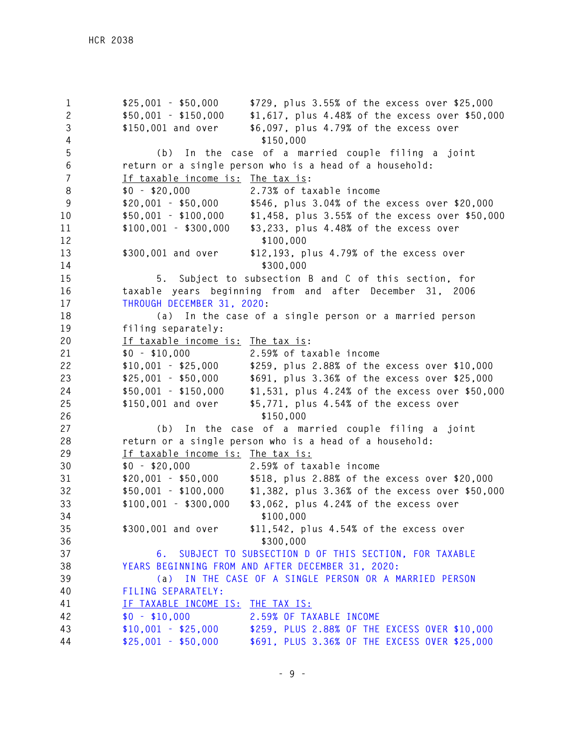| If taxable income is: | The tax is: |
|---|---|
| $25,001 - $50,000 | $729, plus 3.55% of the excess over $25,000 |
| $50,001 - $150,000 | $1,617, plus 4.48% of the excess over $50,000 |
| $150,001 and over | $6,097, plus 4.79% of the excess over $150,000 |

(b) In the case of a married couple filing a joint return or a single person who is a head of a household:

| If taxable income is: | The tax is: |
|---|---|
| $0 - $20,000 | 2.73% of taxable income |
| $20,001 - $50,000 | $546, plus 3.04% of the excess over $20,000 |
| $50,001 - $100,000 | $1,458, plus 3.55% of the excess over $50,000 |
| $100,001 - $300,000 | $3,233, plus 4.48% of the excess over $100,000 |
| $300,001 and over | $12,193, plus 4.79% of the excess over $300,000 |

5. Subject to subsection B and C of this section, for taxable years beginning from and after December 31, 2006 THROUGH DECEMBER 31, 2020:

(a) In the case of a single person or a married person filing separately:

| If taxable income is: | The tax is: |
|---|---|
| $0 - $10,000 | 2.59% of taxable income |
| $10,001 - $25,000 | $259, plus 2.88% of the excess over $10,000 |
| $25,001 - $50,000 | $691, plus 3.36% of the excess over $25,000 |
| $50,001 - $150,000 | $1,531, plus 4.24% of the excess over $50,000 |
| $150,001 and over | $5,771, plus 4.54% of the excess over $150,000 |

(b) In the case of a married couple filing a joint return or a single person who is a head of a household:

| If taxable income is: | The tax is: |
|---|---|
| $0 - $20,000 | 2.59% of taxable income |
| $20,001 - $50,000 | $518, plus 2.88% of the excess over $20,000 |
| $50,001 - $100,000 | $1,382, plus 3.36% of the excess over $50,000 |
| $100,001 - $300,000 | $3,062, plus 4.24% of the excess over $100,000 |
| $300,001 and over | $11,542, plus 4.54% of the excess over $300,000 |

6. SUBJECT TO SUBSECTION D OF THIS SECTION, FOR TAXABLE YEARS BEGINNING FROM AND AFTER DECEMBER 31, 2020:

(a) IN THE CASE OF A SINGLE PERSON OR A MARRIED PERSON FILING SEPARATELY:

| IF TAXABLE INCOME IS: | THE TAX IS: |
|---|---|
| $0 - $10,000 | 2.59% OF TAXABLE INCOME |
| $10,001 - $25,000 | $259, PLUS 2.88% OF THE EXCESS OVER $10,000 |
| $25,001 - $50,000 | $691, PLUS 3.36% OF THE EXCESS OVER $25,000 |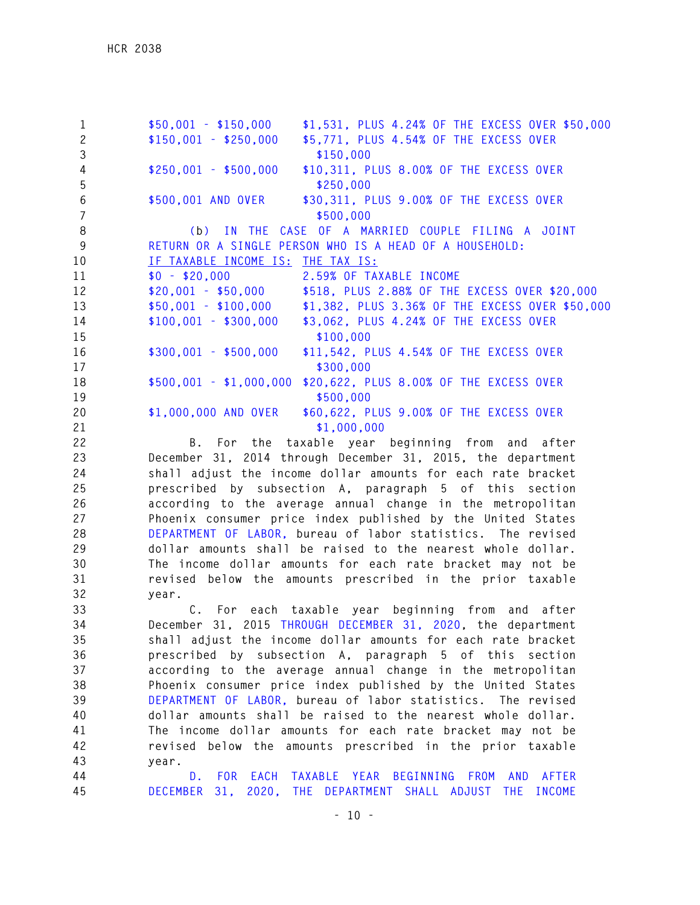| | |
|---|---|
| $50,001 - $150,000 | $1,531, PLUS 4.24% OF THE EXCESS OVER $50,000 |
| $150,001 - $250,000 | $5,771, PLUS 4.54% OF THE EXCESS OVER $150,000 |
| $250,001 - $500,000 | $10,311, PLUS 8.00% OF THE EXCESS OVER $250,000 |
| $500,001 AND OVER | $30,311, PLUS 9.00% OF THE EXCESS OVER $500,000 |

(b) IN THE CASE OF A MARRIED COUPLE FILING A JOINT RETURN OR A SINGLE PERSON WHO IS A HEAD OF A HOUSEHOLD:

| IF TAXABLE INCOME IS: | THE TAX IS: |
|---|---|
| $0 - $20,000 | 2.59% OF TAXABLE INCOME |
| $20,001 - $50,000 | $518, PLUS 2.88% OF THE EXCESS OVER $20,000 |
| $50,001 - $100,000 | $1,382, PLUS 3.36% OF THE EXCESS OVER $50,000 |
| $100,001 - $300,000 | $3,062, PLUS 4.24% OF THE EXCESS OVER $100,000 |
| $300,001 - $500,000 | $11,542, PLUS 4.54% OF THE EXCESS OVER $300,000 |
| $500,001 - $1,000,000 | $20,622, PLUS 8.00% OF THE EXCESS OVER $500,000 |
| $1,000,000 AND OVER | $60,622, PLUS 9.00% OF THE EXCESS OVER $1,000,000 |

B. For the taxable year beginning from and after December 31, 2014 through December 31, 2015, the department shall adjust the income dollar amounts for each rate bracket prescribed by subsection A, paragraph 5 of this section according to the average annual change in the metropolitan Phoenix consumer price index published by the United States DEPARTMENT OF LABOR, bureau of labor statistics. The revised dollar amounts shall be raised to the nearest whole dollar. The income dollar amounts for each rate bracket may not be revised below the amounts prescribed in the prior taxable year.

C. For each taxable year beginning from and after December 31, 2015 THROUGH DECEMBER 31, 2020, the department shall adjust the income dollar amounts for each rate bracket prescribed by subsection A, paragraph 5 of this section according to the average annual change in the metropolitan Phoenix consumer price index published by the United States DEPARTMENT OF LABOR, bureau of labor statistics. The revised dollar amounts shall be raised to the nearest whole dollar. The income dollar amounts for each rate bracket may not be revised below the amounts prescribed in the prior taxable year.

D. FOR EACH TAXABLE YEAR BEGINNING FROM AND AFTER DECEMBER 31, 2020, THE DEPARTMENT SHALL ADJUST THE INCOME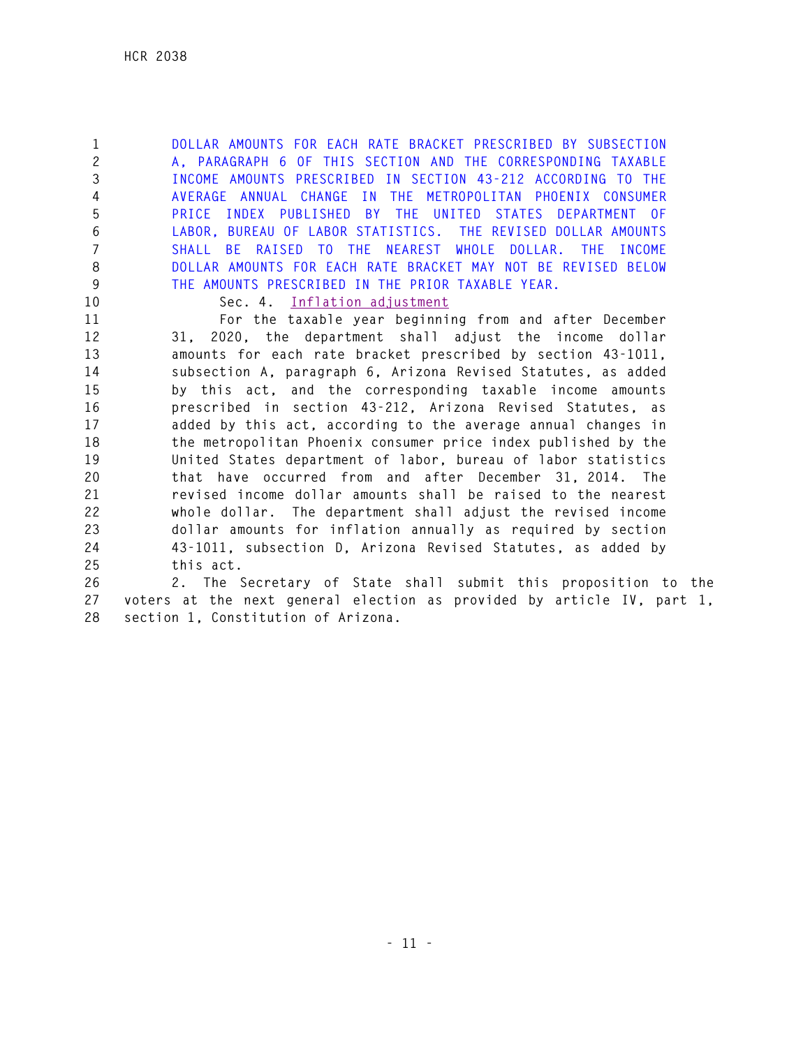DOLLAR AMOUNTS FOR EACH RATE BRACKET PRESCRIBED BY SUBSECTION A, PARAGRAPH 6 OF THIS SECTION AND THE CORRESPONDING TAXABLE INCOME AMOUNTS PRESCRIBED IN SECTION 43-212 ACCORDING TO THE AVERAGE ANNUAL CHANGE IN THE METROPOLITAN PHOENIX CONSUMER PRICE INDEX PUBLISHED BY THE UNITED STATES DEPARTMENT OF LABOR, BUREAU OF LABOR STATISTICS. THE REVISED DOLLAR AMOUNTS SHALL BE RAISED TO THE NEAREST WHOLE DOLLAR. THE INCOME DOLLAR AMOUNTS FOR EACH RATE BRACKET MAY NOT BE REVISED BELOW THE AMOUNTS PRESCRIBED IN THE PRIOR TAXABLE YEAR.

Sec. 4. Inflation adjustment

For the taxable year beginning from and after December 31, 2020, the department shall adjust the income dollar amounts for each rate bracket prescribed by section 43-1011, subsection A, paragraph 6, Arizona Revised Statutes, as added by this act, and the corresponding taxable income amounts prescribed in section 43-212, Arizona Revised Statutes, as added by this act, according to the average annual changes in the metropolitan Phoenix consumer price index published by the United States department of labor, bureau of labor statistics that have occurred from and after December 31, 2014. The revised income dollar amounts shall be raised to the nearest whole dollar. The department shall adjust the revised income dollar amounts for inflation annually as required by section 43-1011, subsection D, Arizona Revised Statutes, as added by this act.

2. The Secretary of State shall submit this proposition to the voters at the next general election as provided by article IV, part 1, section 1, Constitution of Arizona.